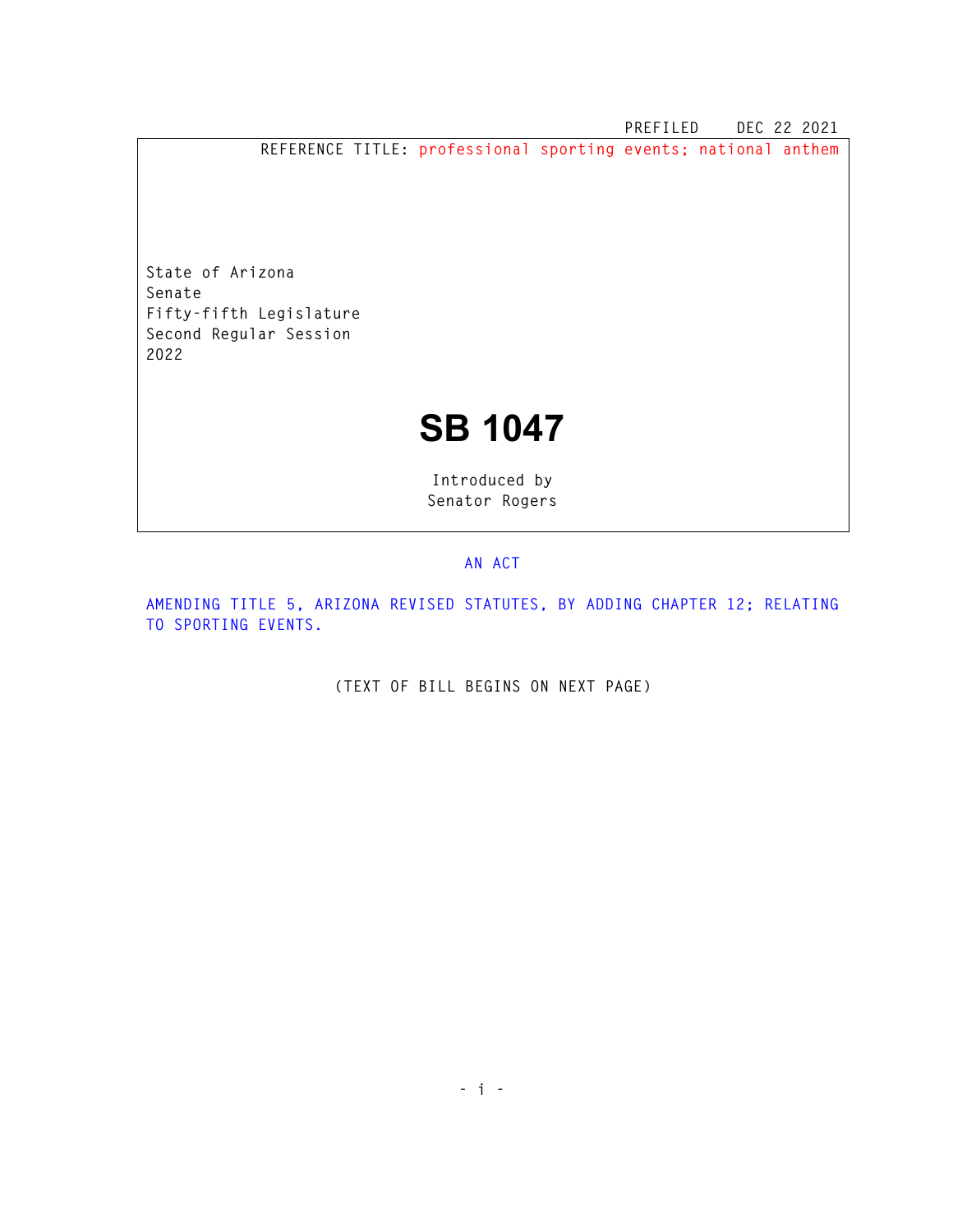PREFILED    DEC 22 2021

REFERENCE TITLE: professional sporting events; national anthem

State of Arizona
Senate
Fifty-fifth Legislature
Second Regular Session
2022

# SB 1047

Introduced by
Senator Rogers

AN ACT

AMENDING TITLE 5, ARIZONA REVISED STATUTES, BY ADDING CHAPTER 12; RELATING TO SPORTING EVENTS.

(TEXT OF BILL BEGINS ON NEXT PAGE)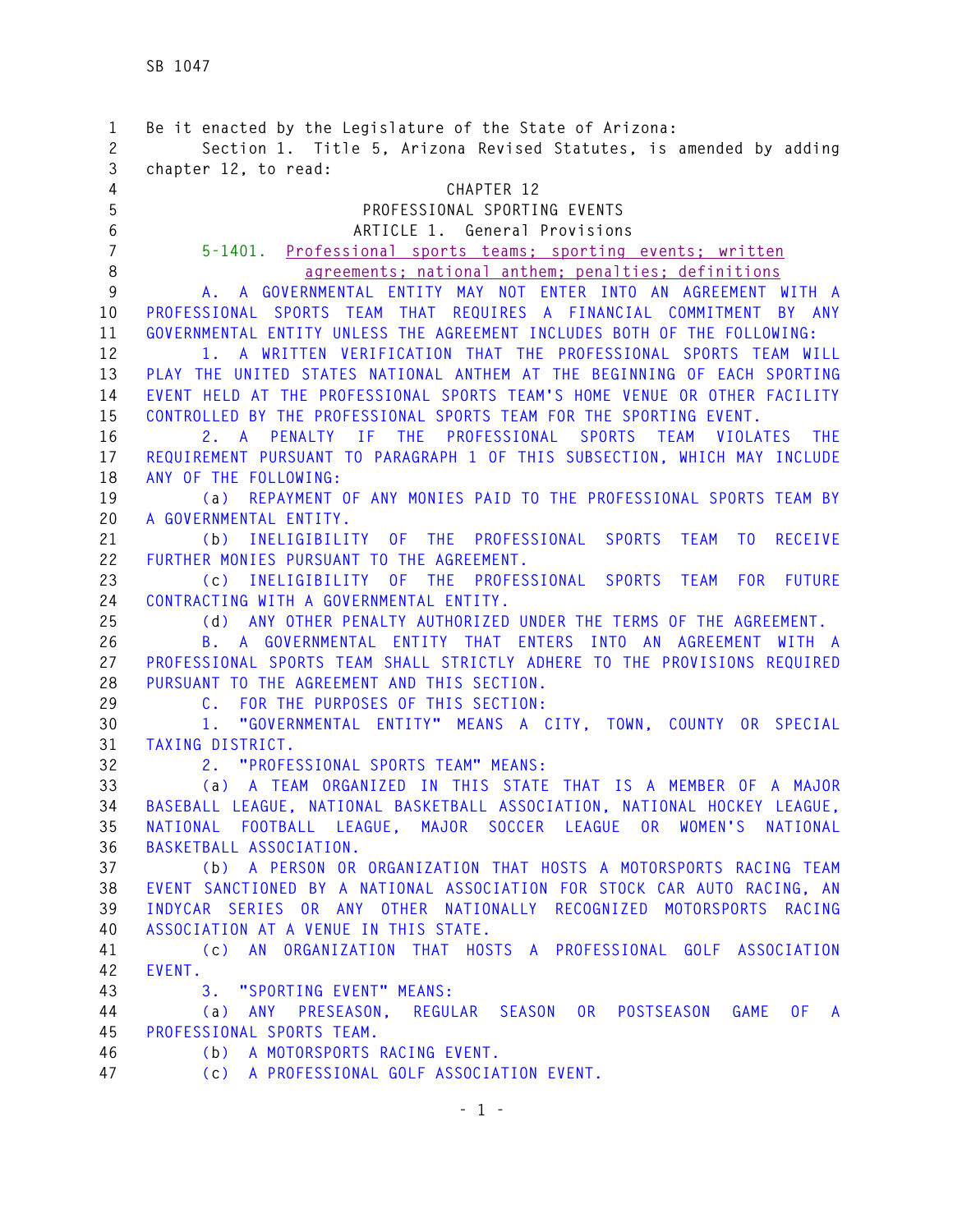Be it enacted by the Legislature of the State of Arizona:

Section 1. Title 5, Arizona Revised Statutes, is amended by adding chapter 12, to read:

CHAPTER 12

PROFESSIONAL SPORTING EVENTS

ARTICLE 1. General Provisions

5-1401. Professional sports teams; sporting events; written agreements; national anthem; penalties; definitions

A. A GOVERNMENTAL ENTITY MAY NOT ENTER INTO AN AGREEMENT WITH A PROFESSIONAL SPORTS TEAM THAT REQUIRES A FINANCIAL COMMITMENT BY ANY GOVERNMENTAL ENTITY UNLESS THE AGREEMENT INCLUDES BOTH OF THE FOLLOWING:

1. A WRITTEN VERIFICATION THAT THE PROFESSIONAL SPORTS TEAM WILL PLAY THE UNITED STATES NATIONAL ANTHEM AT THE BEGINNING OF EACH SPORTING EVENT HELD AT THE PROFESSIONAL SPORTS TEAM'S HOME VENUE OR OTHER FACILITY CONTROLLED BY THE PROFESSIONAL SPORTS TEAM FOR THE SPORTING EVENT.

2. A PENALTY IF THE PROFESSIONAL SPORTS TEAM VIOLATES THE REQUIREMENT PURSUANT TO PARAGRAPH 1 OF THIS SUBSECTION, WHICH MAY INCLUDE ANY OF THE FOLLOWING:

(a) REPAYMENT OF ANY MONIES PAID TO THE PROFESSIONAL SPORTS TEAM BY A GOVERNMENTAL ENTITY.

(b) INELIGIBILITY OF THE PROFESSIONAL SPORTS TEAM TO RECEIVE FURTHER MONIES PURSUANT TO THE AGREEMENT.

(c) INELIGIBILITY OF THE PROFESSIONAL SPORTS TEAM FOR FUTURE CONTRACTING WITH A GOVERNMENTAL ENTITY.

(d) ANY OTHER PENALTY AUTHORIZED UNDER THE TERMS OF THE AGREEMENT.

B. A GOVERNMENTAL ENTITY THAT ENTERS INTO AN AGREEMENT WITH A PROFESSIONAL SPORTS TEAM SHALL STRICTLY ADHERE TO THE PROVISIONS REQUIRED PURSUANT TO THE AGREEMENT AND THIS SECTION.

C. FOR THE PURPOSES OF THIS SECTION:

1. "GOVERNMENTAL ENTITY" MEANS A CITY, TOWN, COUNTY OR SPECIAL TAXING DISTRICT.

2. "PROFESSIONAL SPORTS TEAM" MEANS:

(a) A TEAM ORGANIZED IN THIS STATE THAT IS A MEMBER OF A MAJOR BASEBALL LEAGUE, NATIONAL BASKETBALL ASSOCIATION, NATIONAL HOCKEY LEAGUE, NATIONAL FOOTBALL LEAGUE, MAJOR SOCCER LEAGUE OR WOMEN'S NATIONAL BASKETBALL ASSOCIATION.

(b) A PERSON OR ORGANIZATION THAT HOSTS A MOTORSPORTS RACING TEAM EVENT SANCTIONED BY A NATIONAL ASSOCIATION FOR STOCK CAR AUTO RACING, AN INDYCAR SERIES OR ANY OTHER NATIONALLY RECOGNIZED MOTORSPORTS RACING ASSOCIATION AT A VENUE IN THIS STATE.

(c) AN ORGANIZATION THAT HOSTS A PROFESSIONAL GOLF ASSOCIATION EVENT.

3. "SPORTING EVENT" MEANS:

(a) ANY PRESEASON, REGULAR SEASON OR POSTSEASON GAME OF A PROFESSIONAL SPORTS TEAM.

(b) A MOTORSPORTS RACING EVENT.

(c) A PROFESSIONAL GOLF ASSOCIATION EVENT.